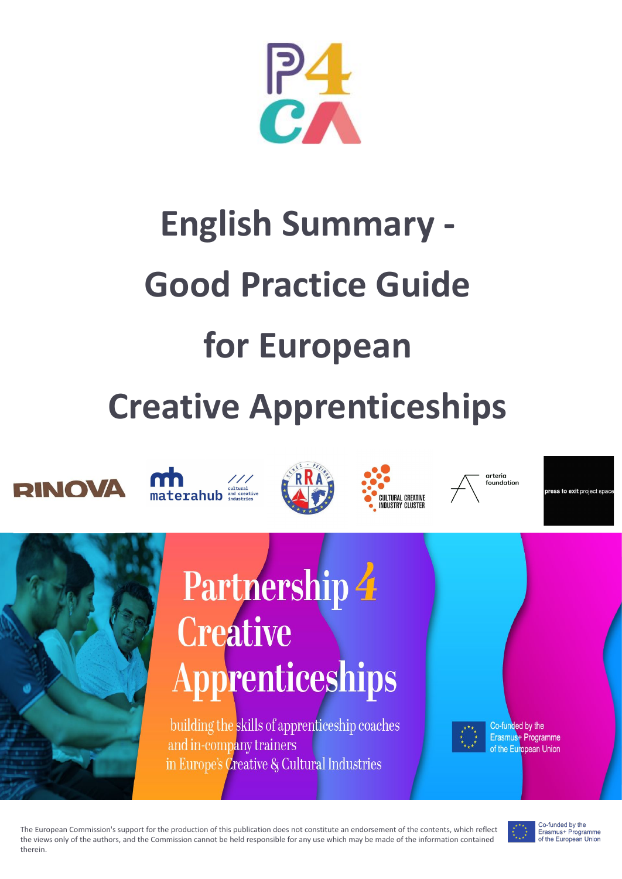# English Summary - Good Practice Guide for European Creative Apprenticeships

RINOVA

materahub cultural and creative industries

CULTURAL CREATIVE INDUSTRY CLUSTER

arteria foundation

press to exit project space

## Partnership 4 Creative Apprenticeships

building the skills of apprenticeship coaches and in-company trainers in Europe's Creative & Cultural Industries

Co-funded by the Erasmus+ Programme of the European Union

The European Commission's support for the production of this publication does not constitute an endorsement of the contents, which reflect the views only of the authors, and the Commission cannot be held responsible for any use which may be made of the information contained therein.

Co-funded by the Erasmus+ Programme of the European Union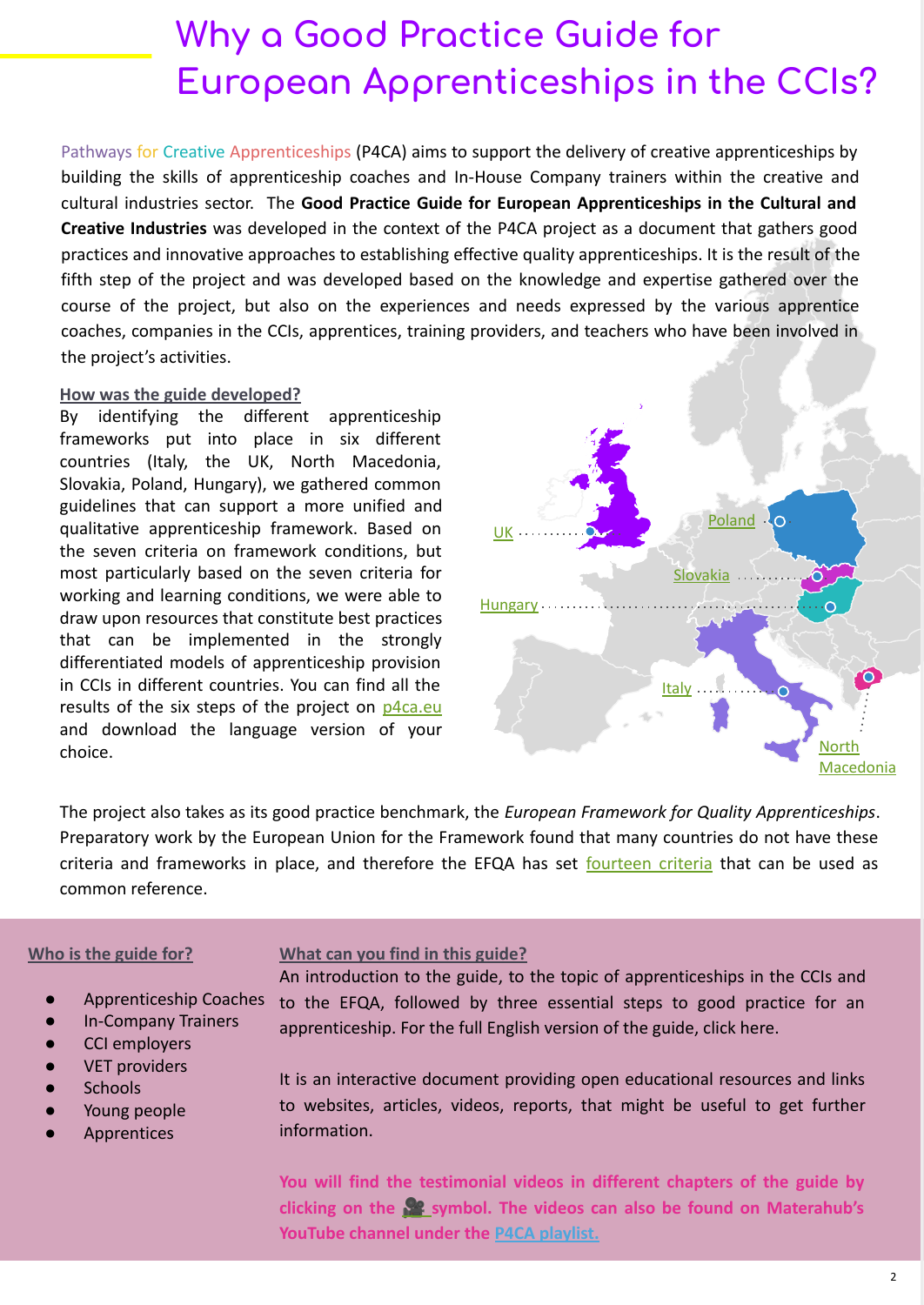# Why a Good Practice Guide for European Apprenticeships in the CCIs?

Pathways for Creative Apprenticeships (P4CA) aims to support the delivery of creative apprenticeships by building the skills of apprenticeship coaches and In-House Company trainers within the creative and cultural industries sector. The **Good Practice Guide for European Apprenticeships in the Cultural and Creative Industries** was developed in the context of the P4CA project as a document that gathers good practices and innovative approaches to establishing effective quality apprenticeships. It is the result of the fifth step of the project and was developed based on the knowledge and expertise gathered over the course of the project, but also on the experiences and needs expressed by the various apprentice coaches, companies in the CCIs, apprentices, training providers, and teachers who have been involved in the project's activities.

## How was the guide developed?

By identifying the different apprenticeship frameworks put into place in six different countries (Italy, the UK, North Macedonia, Slovakia, Poland, Hungary), we gathered common guidelines that can support a more unified and qualitative apprenticeship framework. Based on the seven criteria on framework conditions, but most particularly based on the seven criteria for working and learning conditions, we were able to draw upon resources that constitute best practices that can be implemented in the strongly differentiated models of apprenticeship provision in CCIs in different countries. You can find all the results of the six steps of the project on p4ca.eu and download the language version of your choice.

UK · Poland · Slovakia · Hungary · Italy · North Macedonia

The project also takes as its good practice benchmark, the *European Framework for Quality Apprenticeships*. Preparatory work by the European Union for the Framework found that many countries do not have these criteria and frameworks in place, and therefore the EFQA has set fourteen criteria that can be used as common reference.

## Who is the guide for?

- Apprenticeship Coaches
- In-Company Trainers
- CCI employers
- VET providers
- Schools
- Young people
- Apprentices

## What can you find in this guide?

An introduction to the guide, to the topic of apprenticeships in the CCIs and to the EFQA, followed by three essential steps to good practice for an apprenticeship. For the full English version of the guide, click here.

It is an interactive document providing open educational resources and links to websites, articles, videos, reports, that might be useful to get further information.

**You will find the testimonial videos in different chapters of the guide by clicking on the 🎥 symbol. The videos can also be found on Materahub's YouTube channel under the P4CA playlist.**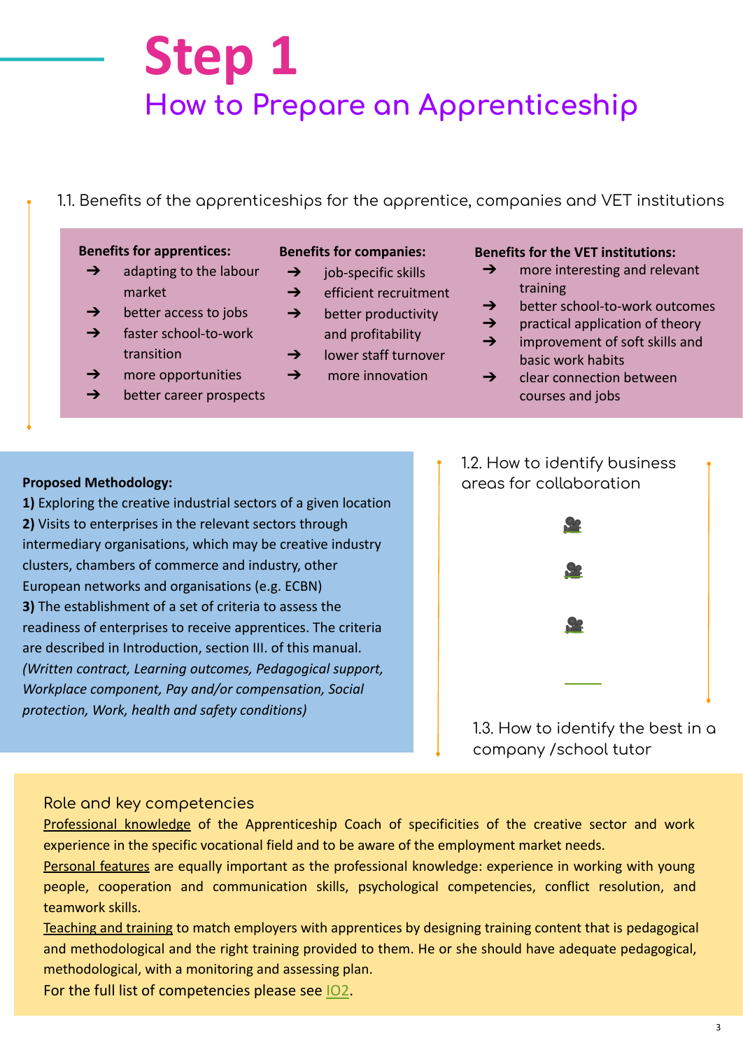# Step 1

## How to Prepare an Apprenticeship

### 1.1. Benefits of the apprenticeships for the apprentice, companies and VET institutions

**Benefits for apprentices:**

- ➔ adapting to the labour market
- ➔ better access to jobs
- ➔ faster school-to-work transition
- ➔ more opportunities
- ➔ better career prospects

**Benefits for companies:**

- ➔ job-specific skills
- ➔ efficient recruitment
- ➔ better productivity and profitability
- ➔ lower staff turnover
- ➔ more innovation

**Benefits for the VET institutions:**

- ➔ more interesting and relevant training
- ➔ better school-to-work outcomes
- ➔ practical application of theory
- ➔ improvement of soft skills and basic work habits
- ➔ clear connection between courses and jobs

**Proposed Methodology:**

**1)** Exploring the creative industrial sectors of a given location

**2)** Visits to enterprises in the relevant sectors through intermediary organisations, which may be creative industry clusters, chambers of commerce and industry, other European networks and organisations (e.g. ECBN)

**3)** The establishment of a set of criteria to assess the readiness of enterprises to receive apprentices. The criteria are described in Introduction, section III. of this manual. *(Written contract, Learning outcomes, Pedagogical support, Workplace component, Pay and/or compensation, Social protection, Work, health and safety conditions)*

### 1.2. How to identify business areas for collaboration

🎥

🎥

🎥

### 1.3. How to identify the best in a company /school tutor

Role and key competencies

Professional knowledge of the Apprenticeship Coach of specificities of the creative sector and work experience in the specific vocational field and to be aware of the employment market needs.

Personal features are equally important as the professional knowledge: experience in working with young people, cooperation and communication skills, psychological competencies, conflict resolution, and teamwork skills.

Teaching and training to match employers with apprentices by designing training content that is pedagogical and methodological and the right training provided to them. He or she should have adequate pedagogical, methodological, with a monitoring and assessing plan.

For the full list of competencies please see IO2.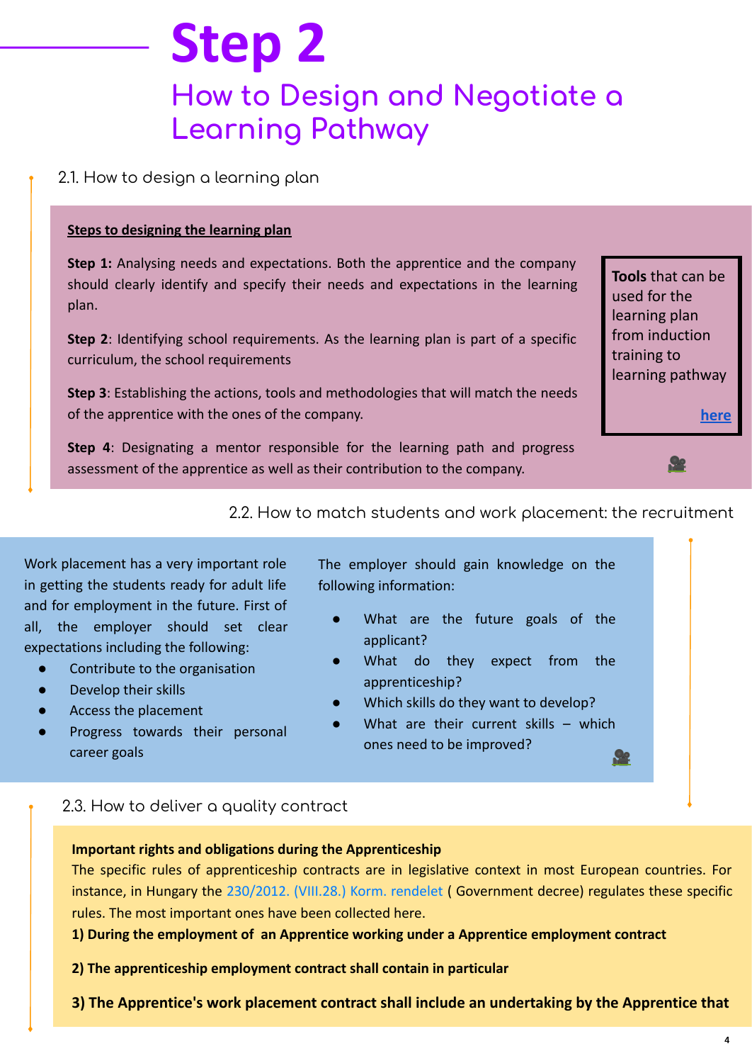# Step 2

## How to Design and Negotiate a Learning Pathway

### 2.1. How to design a learning plan

**Steps to designing the learning plan**

**Step 1:** Analysing needs and expectations. Both the apprentice and the company should clearly identify and specify their needs and expectations in the learning plan.

**Step 2**: Identifying school requirements. As the learning plan is part of a specific curriculum, the school requirements

**Step 3**: Establishing the actions, tools and methodologies that will match the needs of the apprentice with the ones of the company.

**Step 4**: Designating a mentor responsible for the learning path and progress assessment of the apprentice as well as their contribution to the company.

**Tools** that can be used for the learning plan from induction training to learning pathway

**here**

🎥

### 2.2. How to match students and work placement: the recruitment

Work placement has a very important role in getting the students ready for adult life and for employment in the future. First of all, the employer should set clear expectations including the following:

- Contribute to the organisation
- Develop their skills
- Access the placement
- Progress towards their personal career goals

The employer should gain knowledge on the following information:

- What are the future goals of the applicant?
- What do they expect from the apprenticeship?
- Which skills do they want to develop?
- What are their current skills – which ones need to be improved?

🎥

### 2.3. How to deliver a quality contract

**Important rights and obligations during the Apprenticeship**

The specific rules of apprenticeship contracts are in legislative context in most European countries. For instance, in Hungary the 230/2012. (VIII.28.) Korm. rendelet ( Government decree) regulates these specific rules. The most important ones have been collected here.

**1) During the employment of an Apprentice working under a Apprentice employment contract**

**2) The apprenticeship employment contract shall contain in particular**

**3) The Apprentice's work placement contract shall include an undertaking by the Apprentice that**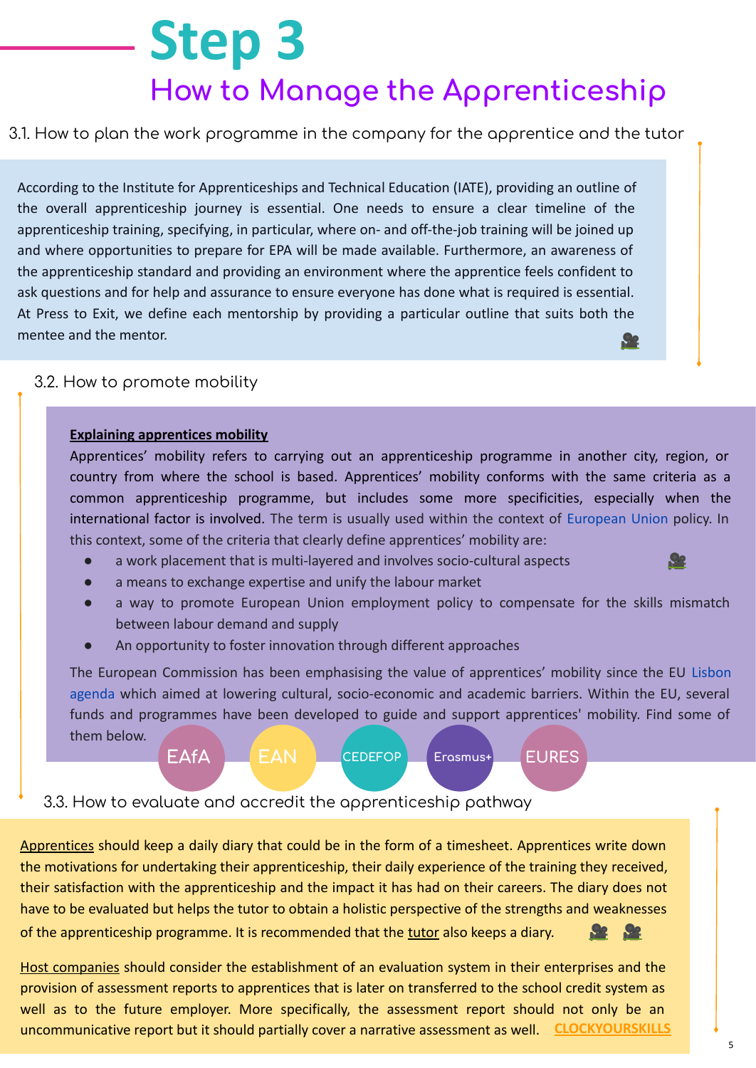# Step 3

## How to Manage the Apprenticeship

### 3.1. How to plan the work programme in the company for the apprentice and the tutor

According to the Institute for Apprenticeships and Technical Education (IATE), providing an outline of the overall apprenticeship journey is essential. One needs to ensure a clear timeline of the apprenticeship training, specifying, in particular, where on- and off-the-job training will be joined up and where opportunities to prepare for EPA will be made available. Furthermore, an awareness of the apprenticeship standard and providing an environment where the apprentice feels confident to ask questions and for help and assurance to ensure everyone has done what is required is essential. At Press to Exit, we define each mentorship by providing a particular outline that suits both the mentee and the mentor.

### 3.2. How to promote mobility

**Explaining apprentices mobility**

Apprentices' mobility refers to carrying out an apprenticeship programme in another city, region, or country from where the school is based. Apprentices' mobility conforms with the same criteria as a common apprenticeship programme, but includes some more specificities, especially when the international factor is involved. The term is usually used within the context of European Union policy. In this context, some of the criteria that clearly define apprentices' mobility are:

- a work placement that is multi-layered and involves socio-cultural aspects
- a means to exchange expertise and unify the labour market
- a way to promote European Union employment policy to compensate for the skills mismatch between labour demand and supply
- An opportunity to foster innovation through different approaches

The European Commission has been emphasising the value of apprentices' mobility since the EU Lisbon agenda which aimed at lowering cultural, socio-economic and academic barriers. Within the EU, several funds and programmes have been developed to guide and support apprentices' mobility. Find some of them below.

EAfA | EAN | CEDEFOP | Erasmus+ | EURES

### 3.3. How to evaluate and accredit the apprenticeship pathway

Apprentices should keep a daily diary that could be in the form of a timesheet. Apprentices write down the motivations for undertaking their apprenticeship, their daily experience of the training they received, their satisfaction with the apprenticeship and the impact it has had on their careers. The diary does not have to be evaluated but helps the tutor to obtain a holistic perspective of the strengths and weaknesses of the apprenticeship programme. It is recommended that the tutor also keeps a diary.

Host companies should consider the establishment of an evaluation system in their enterprises and the provision of assessment reports to apprentices that is later on transferred to the school credit system as well as to the future employer. More specifically, the assessment report should not only be an uncommunicative report but it should partially cover a narrative assessment as well. **CLOCKYOURSKILLS**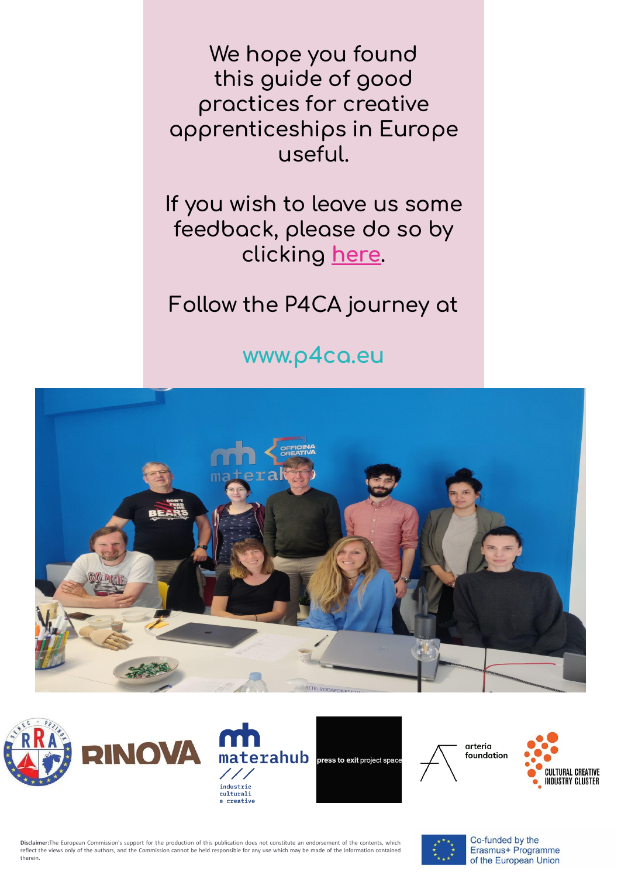We hope you found this guide of good practices for creative apprenticeships in Europe useful.

If you wish to leave us some feedback, please do so by clicking here.

Follow the P4CA journey at

www.p4ca.eu

**Disclaimer:** The European Commission's support for the production of this publication does not constitute an endorsement of the contents, which reflect the views only of the authors, and the Commission cannot be held responsible for any use which may be made of the information contained therein.

Co-funded by the Erasmus+ Programme of the European Union